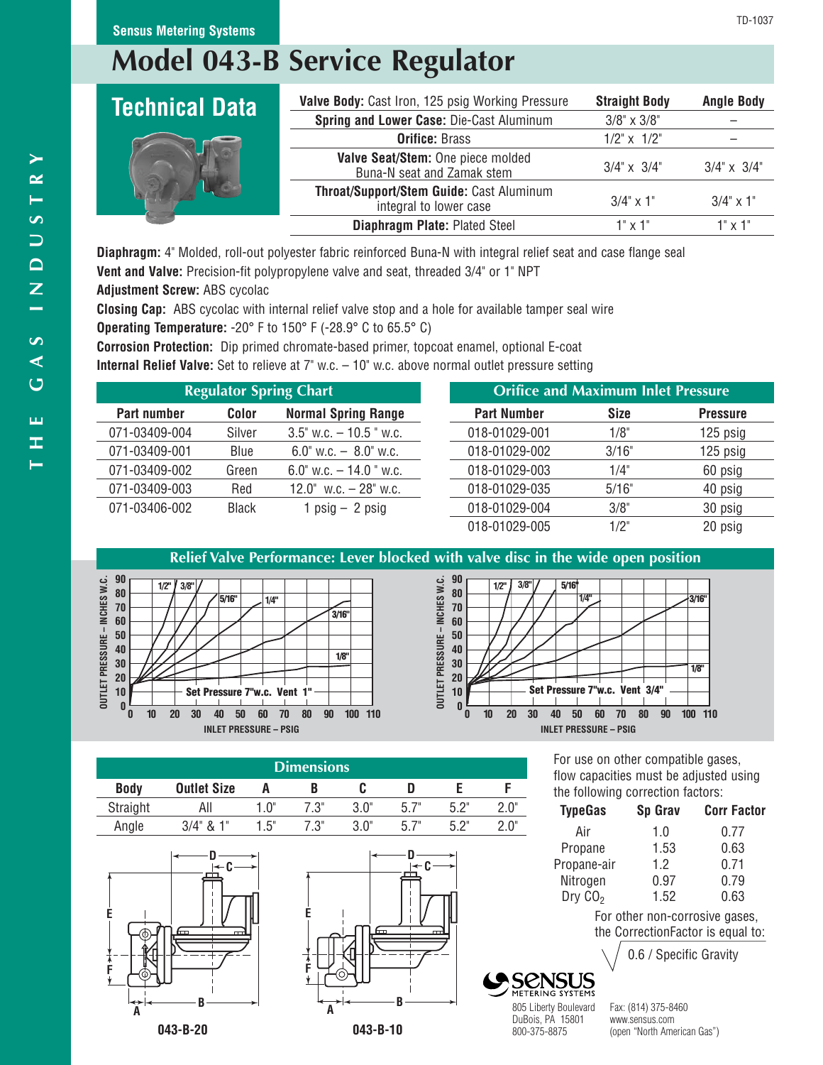Sensus Metering Systems

# Model 043-B Service Regulator

## Technical Data

| Valve Body: Cast Iron, 125 psig Working Pressure | Straight Body | Angle Body |
|---|---|---|
| Spring and Lower Case: Die-Cast Aluminum | 3/8" x 3/8" | – |
| Orifice: Brass | 1/2" x 1/2" | – |
| Valve Seat/Stem: One piece molded Buna-N seat and Zamak stem | 3/4" x 3/4" | 3/4" x 3/4" |
| Throat/Support/Stem Guide: Cast Aluminum integral to lower case | 3/4" x 1" | 3/4" x 1" |
| Diaphragm Plate: Plated Steel | 1" x 1" | 1" x 1" |

**Diaphragm:** 4" Molded, roll-out polyester fabric reinforced Buna-N with integral relief seat and case flange seal
**Vent and Valve:** Precision-fit polypropylene valve and seat, threaded 3/4" or 1" NPT
**Adjustment Screw:** ABS cycolac
**Closing Cap:** ABS cycolac with internal relief valve stop and a hole for available tamper seal wire
**Operating Temperature:** -20° F to 150° F (-28.9° C to 65.5° C)
**Corrosion Protection:** Dip primed chromate-based primer, topcoat enamel, optional E-coat
**Internal Relief Valve:** Set to relieve at 7" w.c. – 10" w.c. above normal outlet pressure setting

### Regulator Spring Chart

| Part number | Color | Normal Spring Range |
|---|---|---|
| 071-03409-004 | Silver | 3.5" w.c. – 10.5 " w.c. |
| 071-03409-001 | Blue | 6.0" w.c. – 8.0" w.c. |
| 071-03409-002 | Green | 6.0" w.c. – 14.0 " w.c. |
| 071-03409-003 | Red | 12.0" w.c. – 28" w.c. |
| 071-03406-002 | Black | 1 psig – 2 psig |

### Orifice and Maximum Inlet Pressure

| Part Number | Size | Pressure |
|---|---|---|
| 018-01029-001 | 1/8" | 125 psig |
| 018-01029-002 | 3/16" | 125 psig |
| 018-01029-003 | 1/4" | 60 psig |
| 018-01029-035 | 5/16" | 40 psig |
| 018-01029-004 | 3/8" | 30 psig |
| 018-01029-005 | 1/2" | 20 psig |

### Relief Valve Performance: Lever blocked with valve disc in the wide open position

Set Pressure 7"w.c. Vent 1"

Set Pressure 7"w.c. Vent 3/4"

OUTLET PRESSURE – INCHES W.C. / INLET PRESSURE – PSIG

### Dimensions

| Body | Outlet Size | A | B | C | D | E | F |
|---|---|---|---|---|---|---|---|
| Straight | All | 1.0" | 7.3" | 3.0" | 5.7" | 5.2" | 2.0" |
| Angle | 3/4" & 1" | 1.5" | 7.3" | 3.0" | 5.7" | 5.2" | 2.0" |

043-B-20

043-B-10

For use on other compatible gases, flow capacities must be adjusted using the following correction factors:

| TypeGas | Sp Grav | Corr Factor |
|---|---|---|
| Air | 1.0 | 0.77 |
| Propane | 1.53 | 0.63 |
| Propane-air | 1.2 | 0.71 |
| Nitrogen | 0.97 | 0.79 |
| Dry $CO_2$ | 1.52 | 0.63 |

For other non-corrosive gases, the CorrectionFactor is equal to:

$$\sqrt{0.6 / \text{Specific Gravity}}$$

Sensus Metering Systems
805 Liberty Boulevard
DuBois, PA 15801
800-375-8875
Fax: (814) 375-8460
www.sensus.com
(open "North American Gas")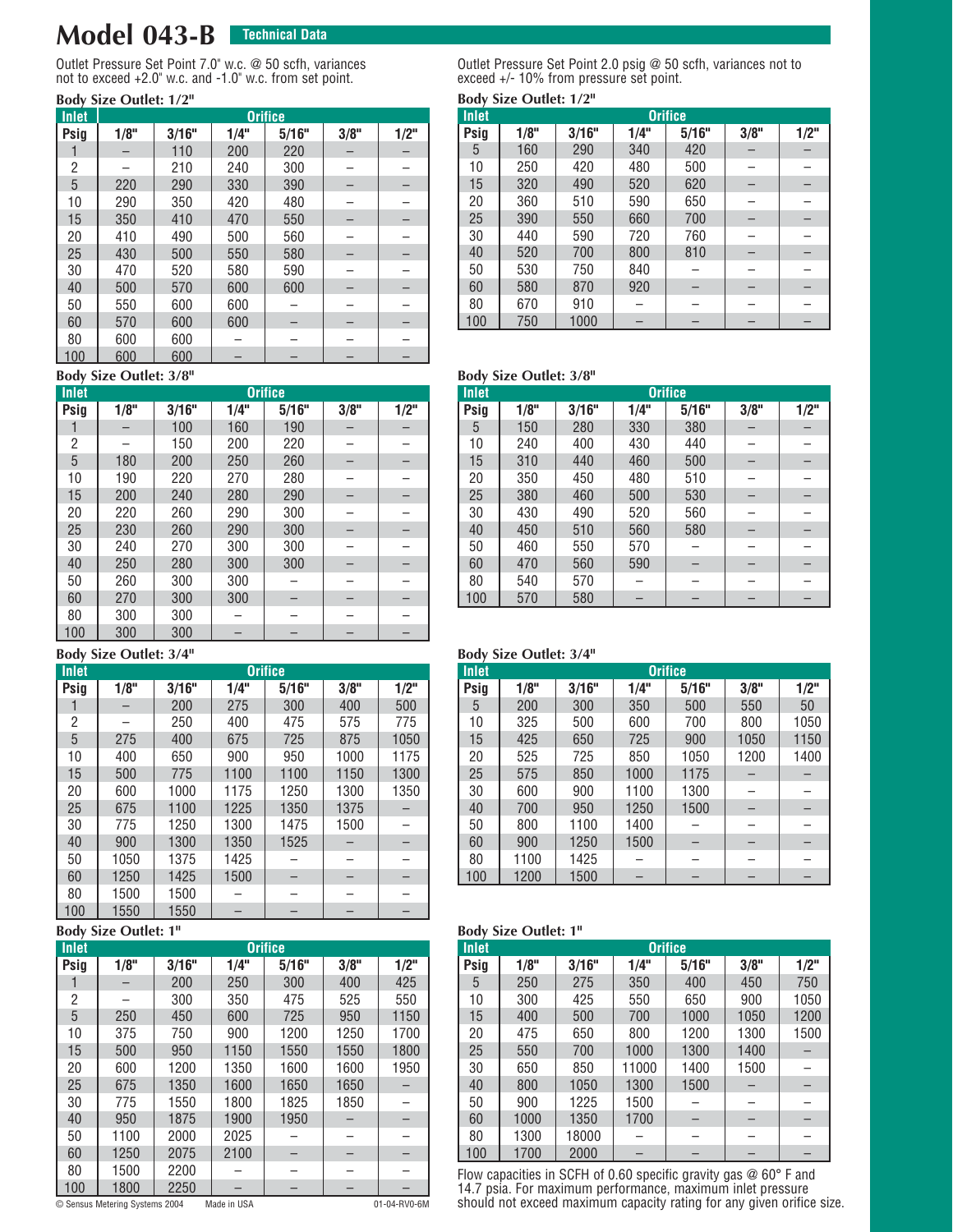# Model 043-B

**Technical Data**

Outlet Pressure Set Point 7.0" w.c. @ 50 scfh, variances not to exceed +2.0" w.c. and -1.0" w.c. from set point.

**Body Size Outlet: 1/2"**

| Inlet | Orifice | | | | | |
|---|---|---|---|---|---|---|
| Psig | 1/8" | 3/16" | 1/4" | 5/16" | 3/8" | 1/2" |
| 1 | – | 110 | 200 | 220 | – | – |
| 2 | – | 210 | 240 | 300 | – | – |
| 5 | 220 | 290 | 330 | 390 | – | – |
| 10 | 290 | 350 | 420 | 480 | – | – |
| 15 | 350 | 410 | 470 | 550 | – | – |
| 20 | 410 | 490 | 500 | 560 | – | – |
| 25 | 430 | 500 | 550 | 580 | – | – |
| 30 | 470 | 520 | 580 | 590 | – | – |
| 40 | 500 | 570 | 600 | 600 | – | – |
| 50 | 550 | 600 | 600 | – | – | – |
| 60 | 570 | 600 | 600 | – | – | – |
| 80 | 600 | 600 | – | – | – | – |
| 100 | 600 | 600 | – | – | – | – |

**Body Size Outlet: 3/8"**

| Inlet | Orifice | | | | | |
|---|---|---|---|---|---|---|
| Psig | 1/8" | 3/16" | 1/4" | 5/16" | 3/8" | 1/2" |
| 1 | – | 100 | 160 | 190 | – | – |
| 2 | – | 150 | 200 | 220 | – | – |
| 5 | 180 | 200 | 250 | 260 | – | – |
| 10 | 190 | 220 | 270 | 280 | – | – |
| 15 | 200 | 240 | 280 | 290 | – | – |
| 20 | 220 | 260 | 290 | 300 | – | – |
| 25 | 230 | 260 | 290 | 300 | – | – |
| 30 | 240 | 270 | 300 | 300 | – | – |
| 40 | 250 | 280 | 300 | 300 | – | – |
| 50 | 260 | 300 | 300 | – | – | – |
| 60 | 270 | 300 | 300 | – | – | – |
| 80 | 300 | 300 | – | – | – | – |
| 100 | 300 | 300 | – | – | – | – |

**Body Size Outlet: 3/4"**

| Inlet | Orifice | | | | | |
|---|---|---|---|---|---|---|
| Psig | 1/8" | 3/16" | 1/4" | 5/16" | 3/8" | 1/2" |
| 1 | – | 200 | 275 | 300 | 400 | 500 |
| 2 | – | 250 | 400 | 475 | 575 | 775 |
| 5 | 275 | 400 | 675 | 725 | 875 | 1050 |
| 10 | 400 | 650 | 900 | 950 | 1000 | 1175 |
| 15 | 500 | 775 | 1100 | 1100 | 1150 | 1300 |
| 20 | 600 | 1000 | 1175 | 1250 | 1300 | 1350 |
| 25 | 675 | 1100 | 1225 | 1350 | 1375 | – |
| 30 | 775 | 1250 | 1300 | 1475 | 1500 | – |
| 40 | 900 | 1300 | 1350 | 1525 | – | – |
| 50 | 1050 | 1375 | 1425 | – | – | – |
| 60 | 1250 | 1425 | 1500 | – | – | – |
| 80 | 1500 | 1500 | – | – | – | – |
| 100 | 1550 | 1550 | – | – | – | – |

**Body Size Outlet: 1"**

| Inlet | Orifice | | | | | |
|---|---|---|---|---|---|---|
| Psig | 1/8" | 3/16" | 1/4" | 5/16" | 3/8" | 1/2" |
| 1 | – | 200 | 250 | 300 | 400 | 425 |
| 2 | – | 300 | 350 | 475 | 525 | 550 |
| 5 | 250 | 450 | 600 | 725 | 950 | 1150 |
| 10 | 375 | 750 | 900 | 1200 | 1250 | 1700 |
| 15 | 500 | 950 | 1150 | 1550 | 1550 | 1800 |
| 20 | 600 | 1200 | 1350 | 1600 | 1600 | 1950 |
| 25 | 675 | 1350 | 1600 | 1650 | 1650 | – |
| 30 | 775 | 1550 | 1800 | 1825 | 1850 | – |
| 40 | 950 | 1875 | 1900 | 1950 | – | – |
| 50 | 1100 | 2000 | 2025 | – | – | – |
| 60 | 1250 | 2075 | 2100 | – | – | – |
| 80 | 1500 | 2200 | – | – | – | – |
| 100 | 1800 | 2250 | – | – | – | – |

Outlet Pressure Set Point 2.0 psig @ 50 scfh, variances not to exceed +/- 10% from pressure set point.

**Body Size Outlet: 1/2"**

| Inlet | Orifice | | | | | |
|---|---|---|---|---|---|---|
| Psig | 1/8" | 3/16" | 1/4" | 5/16" | 3/8" | 1/2" |
| 5 | 160 | 290 | 340 | 420 | – | – |
| 10 | 250 | 420 | 480 | 500 | – | – |
| 15 | 320 | 490 | 520 | 620 | – | – |
| 20 | 360 | 510 | 590 | 650 | – | – |
| 25 | 390 | 550 | 660 | 700 | – | – |
| 30 | 440 | 590 | 720 | 760 | – | – |
| 40 | 520 | 700 | 800 | 810 | – | – |
| 50 | 530 | 750 | 840 | – | – | – |
| 60 | 580 | 870 | 920 | – | – | – |
| 80 | 670 | 910 | – | – | – | – |
| 100 | 750 | 1000 | – | – | – | – |

**Body Size Outlet: 3/8"**

| Inlet | Orifice | | | | | |
|---|---|---|---|---|---|---|
| Psig | 1/8" | 3/16" | 1/4" | 5/16" | 3/8" | 1/2" |
| 5 | 150 | 280 | 330 | 380 | – | – |
| 10 | 240 | 400 | 430 | 440 | – | – |
| 15 | 310 | 440 | 460 | 500 | – | – |
| 20 | 350 | 450 | 480 | 510 | – | – |
| 25 | 380 | 460 | 500 | 530 | – | – |
| 30 | 430 | 490 | 520 | 560 | – | – |
| 40 | 450 | 510 | 560 | 580 | – | – |
| 50 | 460 | 550 | 570 | – | – | – |
| 60 | 470 | 560 | 590 | – | – | – |
| 80 | 540 | 570 | – | – | – | – |
| 100 | 570 | 580 | – | – | – | – |

**Body Size Outlet: 3/4"**

| Inlet | Orifice | | | | | |
|---|---|---|---|---|---|---|
| Psig | 1/8" | 3/16" | 1/4" | 5/16" | 3/8" | 1/2" |
| 5 | 200 | 300 | 350 | 500 | 550 | 50 |
| 10 | 325 | 500 | 600 | 700 | 800 | 1050 |
| 15 | 425 | 650 | 725 | 900 | 1050 | 1150 |
| 20 | 525 | 725 | 850 | 1050 | 1200 | 1400 |
| 25 | 575 | 850 | 1000 | 1175 | – | – |
| 30 | 600 | 900 | 1100 | 1300 | – | – |
| 40 | 700 | 950 | 1250 | 1500 | – | – |
| 50 | 800 | 1100 | 1400 | – | – | – |
| 60 | 900 | 1250 | 1500 | – | – | – |
| 80 | 1100 | 1425 | – | – | – | – |
| 100 | 1200 | 1500 | – | – | – | – |

**Body Size Outlet: 1"**

| Inlet | Orifice | | | | | |
|---|---|---|---|---|---|---|
| Psig | 1/8" | 3/16" | 1/4" | 5/16" | 3/8" | 1/2" |
| 5 | 250 | 275 | 350 | 400 | 450 | 750 |
| 10 | 300 | 425 | 550 | 650 | 900 | 1050 |
| 15 | 400 | 500 | 700 | 1000 | 1050 | 1200 |
| 20 | 475 | 650 | 800 | 1200 | 1300 | 1500 |
| 25 | 550 | 700 | 1000 | 1300 | 1400 | – |
| 30 | 650 | 850 | 11000 | 1400 | 1500 | – |
| 40 | 800 | 1050 | 1300 | 1500 | – | – |
| 50 | 900 | 1225 | 1500 | – | – | – |
| 60 | 1000 | 1350 | 1700 | – | – | – |
| 80 | 1300 | 18000 | – | – | – | – |
| 100 | 1700 | 2000 | – | – | – | – |

Flow capacities in SCFH of 0.60 specific gravity gas @ 60° F and 14.7 psia. For maximum performance, maximum inlet pressure should not exceed maximum capacity rating for any given orifice size.

© Sensus Metering Systems 2004 Made in USA 01-04-RV0-6M